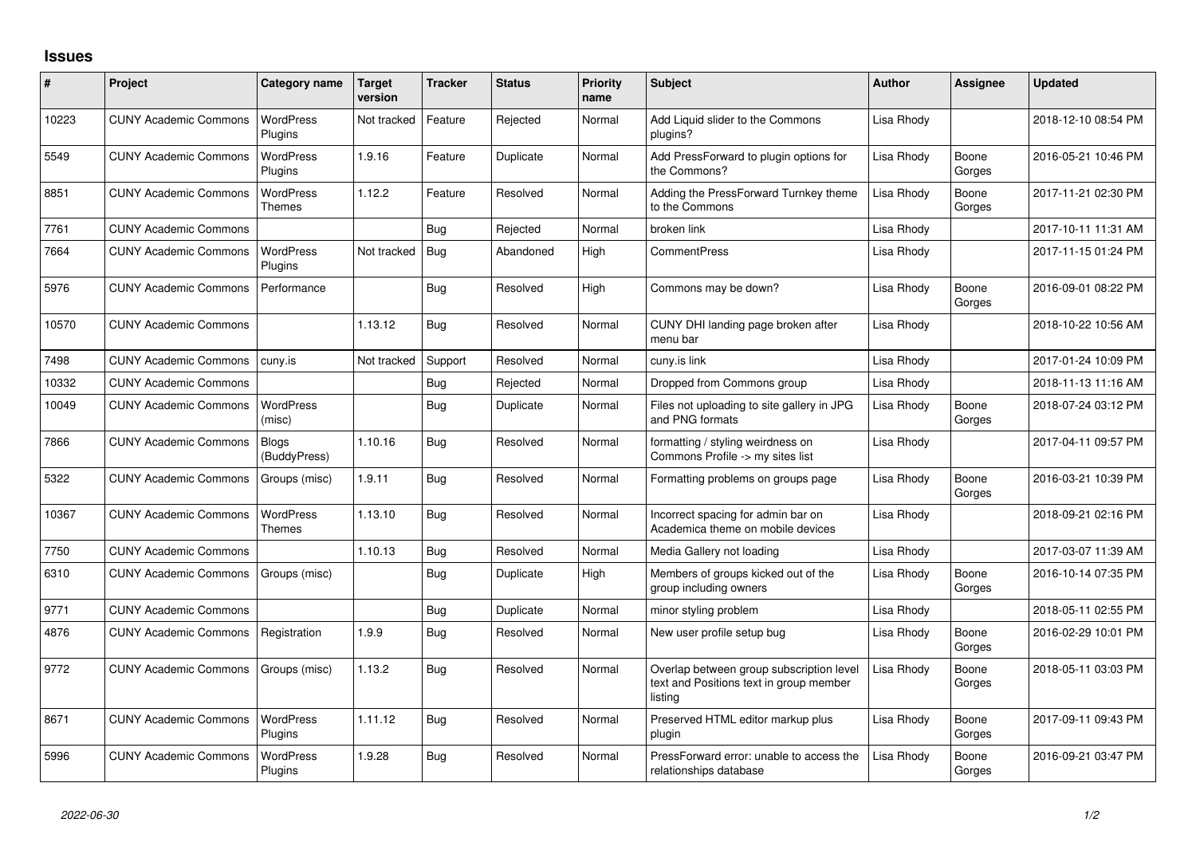## Issues

| # | Project | Category name | Target version | Tracker | Status | Priority name | Subject | Author | Assignee | Updated |
|---|---|---|---|---|---|---|---|---|---|---|
| 10223 | CUNY Academic Commons | WordPress Plugins | Not tracked | Feature | Rejected | Normal | Add Liquid slider to the Commons plugins? | Lisa Rhody | | 2018-12-10 08:54 PM |
| 5549 | CUNY Academic Commons | WordPress Plugins | 1.9.16 | Feature | Duplicate | Normal | Add PressForward to plugin options for the Commons? | Lisa Rhody | Boone Gorges | 2016-05-21 10:46 PM |
| 8851 | CUNY Academic Commons | WordPress Themes | 1.12.2 | Feature | Resolved | Normal | Adding the PressForward Turnkey theme to the Commons | Lisa Rhody | Boone Gorges | 2017-11-21 02:30 PM |
| 7761 | CUNY Academic Commons | | | Bug | Rejected | Normal | broken link | Lisa Rhody | | 2017-10-11 11:31 AM |
| 7664 | CUNY Academic Commons | WordPress Plugins | Not tracked | Bug | Abandoned | High | CommentPress | Lisa Rhody | | 2017-11-15 01:24 PM |
| 5976 | CUNY Academic Commons | Performance | | Bug | Resolved | High | Commons may be down? | Lisa Rhody | Boone Gorges | 2016-09-01 08:22 PM |
| 10570 | CUNY Academic Commons | | 1.13.12 | Bug | Resolved | Normal | CUNY DHI landing page broken after menu bar | Lisa Rhody | | 2018-10-22 10:56 AM |
| 7498 | CUNY Academic Commons | cuny.is | Not tracked | Support | Resolved | Normal | cuny.is link | Lisa Rhody | | 2017-01-24 10:09 PM |
| 10332 | CUNY Academic Commons | | | Bug | Rejected | Normal | Dropped from Commons group | Lisa Rhody | | 2018-11-13 11:16 AM |
| 10049 | CUNY Academic Commons | WordPress (misc) | | Bug | Duplicate | Normal | Files not uploading to site gallery in JPG and PNG formats | Lisa Rhody | Boone Gorges | 2018-07-24 03:12 PM |
| 7866 | CUNY Academic Commons | Blogs (BuddyPress) | 1.10.16 | Bug | Resolved | Normal | formatting / styling weirdness on Commons Profile -> my sites list | Lisa Rhody | | 2017-04-11 09:57 PM |
| 5322 | CUNY Academic Commons | Groups (misc) | 1.9.11 | Bug | Resolved | Normal | Formatting problems on groups page | Lisa Rhody | Boone Gorges | 2016-03-21 10:39 PM |
| 10367 | CUNY Academic Commons | WordPress Themes | 1.13.10 | Bug | Resolved | Normal | Incorrect spacing for admin bar on Academica theme on mobile devices | Lisa Rhody | | 2018-09-21 02:16 PM |
| 7750 | CUNY Academic Commons | | 1.10.13 | Bug | Resolved | Normal | Media Gallery not loading | Lisa Rhody | | 2017-03-07 11:39 AM |
| 6310 | CUNY Academic Commons | Groups (misc) | | Bug | Duplicate | High | Members of groups kicked out of the group including owners | Lisa Rhody | Boone Gorges | 2016-10-14 07:35 PM |
| 9771 | CUNY Academic Commons | | | Bug | Duplicate | Normal | minor styling problem | Lisa Rhody | | 2018-05-11 02:55 PM |
| 4876 | CUNY Academic Commons | Registration | 1.9.9 | Bug | Resolved | Normal | New user profile setup bug | Lisa Rhody | Boone Gorges | 2016-02-29 10:01 PM |
| 9772 | CUNY Academic Commons | Groups (misc) | 1.13.2 | Bug | Resolved | Normal | Overlap between group subscription level text and Positions text in group member listing | Lisa Rhody | Boone Gorges | 2018-05-11 03:03 PM |
| 8671 | CUNY Academic Commons | WordPress Plugins | 1.11.12 | Bug | Resolved | Normal | Preserved HTML editor markup plus plugin | Lisa Rhody | Boone Gorges | 2017-09-11 09:43 PM |
| 5996 | CUNY Academic Commons | WordPress Plugins | 1.9.28 | Bug | Resolved | Normal | PressForward error: unable to access the relationships database | Lisa Rhody | Boone Gorges | 2016-09-21 03:47 PM |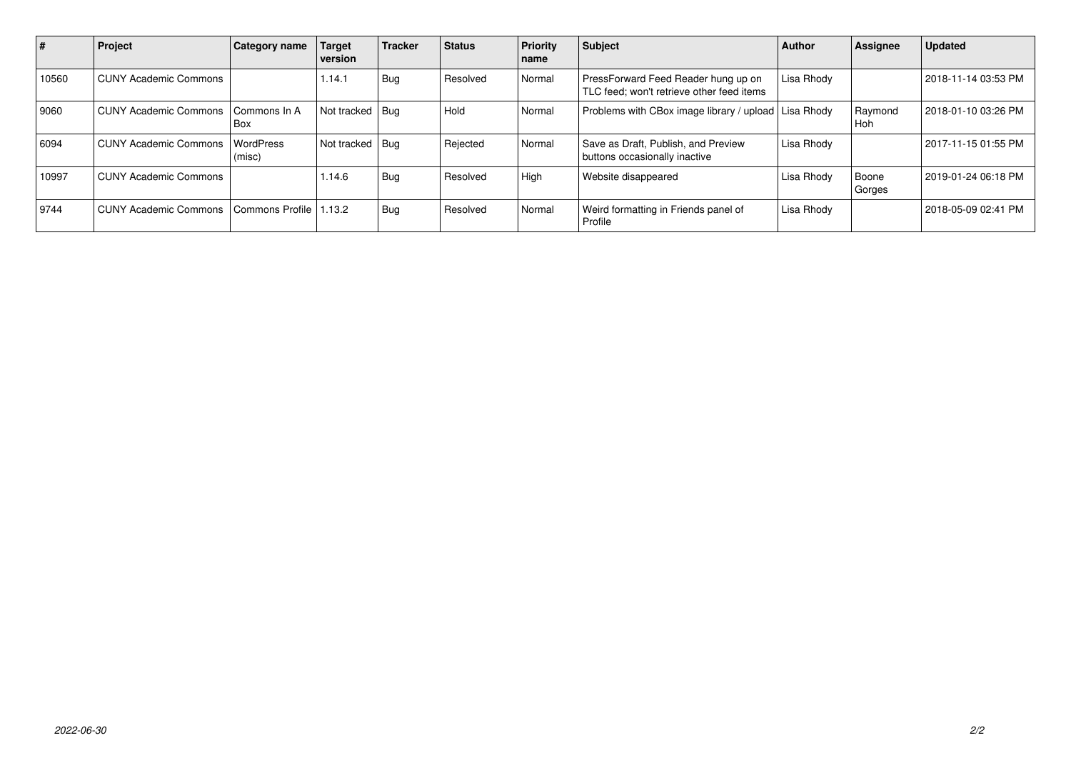| # | Project | Category name | Target version | Tracker | Status | Priority name | Subject | Author | Assignee | Updated |
|---|---|---|---|---|---|---|---|---|---|---|
| 10560 | CUNY Academic Commons | | 1.14.1 | Bug | Resolved | Normal | PressForward Feed Reader hung up on TLC feed; won't retrieve other feed items | Lisa Rhody | | 2018-11-14 03:53 PM |
| 9060 | CUNY Academic Commons | Commons In A Box | Not tracked | Bug | Hold | Normal | Problems with CBox image library / upload | Lisa Rhody | Raymond Hoh | 2018-01-10 03:26 PM |
| 6094 | CUNY Academic Commons | WordPress (misc) | Not tracked | Bug | Rejected | Normal | Save as Draft, Publish, and Preview buttons occasionally inactive | Lisa Rhody | | 2017-11-15 01:55 PM |
| 10997 | CUNY Academic Commons | | 1.14.6 | Bug | Resolved | High | Website disappeared | Lisa Rhody | Boone Gorges | 2019-01-24 06:18 PM |
| 9744 | CUNY Academic Commons | Commons Profile | 1.13.2 | Bug | Resolved | Normal | Weird formatting in Friends panel of Profile | Lisa Rhody | | 2018-05-09 02:41 PM |